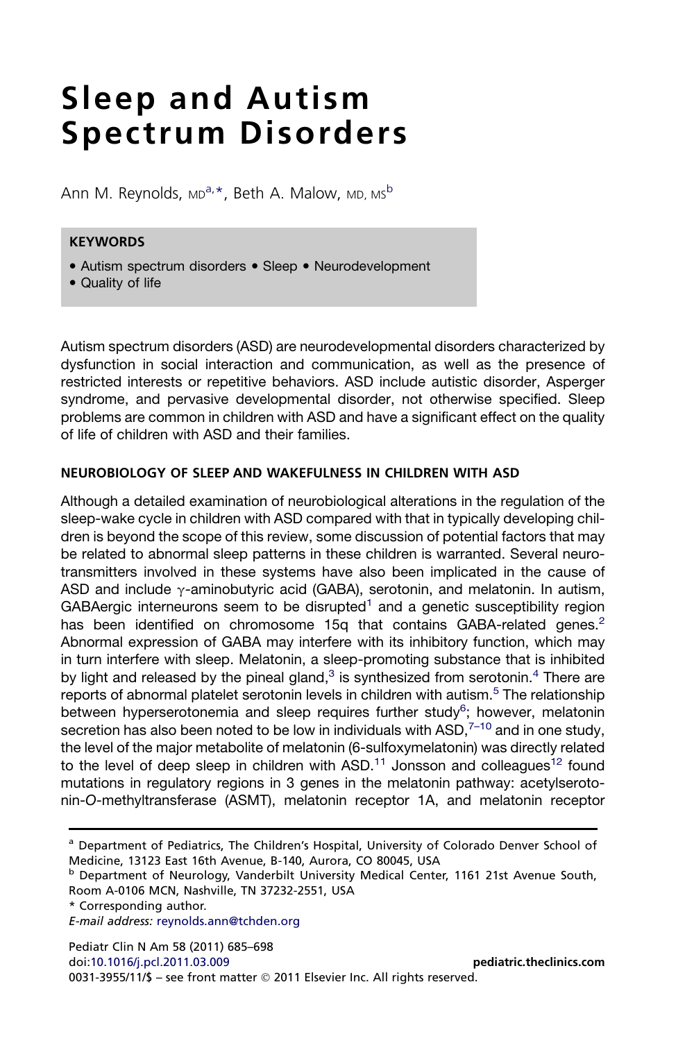# Sleep and Autism Spectrum Disorders

Ann M. Reynolds, MD[a,*], Beth A. Malow, MD, MS[b]

**KEYWORDS**

- Autism spectrum disorders • Sleep • Neurodevelopment
- Quality of life

Autism spectrum disorders (ASD) are neurodevelopmental disorders characterized by dysfunction in social interaction and communication, as well as the presence of restricted interests or repetitive behaviors. ASD include autistic disorder, Asperger syndrome, and pervasive developmental disorder, not otherwise specified. Sleep problems are common in children with ASD and have a significant effect on the quality of life of children with ASD and their families.

## NEUROBIOLOGY OF SLEEP AND WAKEFULNESS IN CHILDREN WITH ASD

Although a detailed examination of neurobiological alterations in the regulation of the sleep-wake cycle in children with ASD compared with that in typically developing children is beyond the scope of this review, some discussion of potential factors that may be related to abnormal sleep patterns in these children is warranted. Several neurotransmitters involved in these systems have also been implicated in the cause of ASD and include $\gamma$-aminobutyric acid (GABA), serotonin, and melatonin. In autism, GABAergic interneurons seem to be disrupted[1] and a genetic susceptibility region has been identified on chromosome 15q that contains GABA-related genes.[2] Abnormal expression of GABA may interfere with its inhibitory function, which may in turn interfere with sleep. Melatonin, a sleep-promoting substance that is inhibited by light and released by the pineal gland,[3] is synthesized from serotonin.[4] There are reports of abnormal platelet serotonin levels in children with autism.[5] The relationship between hyperserotonemia and sleep requires further study[6]; however, melatonin secretion has also been noted to be low in individuals with ASD,[7–10] and in one study, the level of the major metabolite of melatonin (6-sulfoxymelatonin) was directly related to the level of deep sleep in children with ASD.[11] Jonsson and colleagues[12] found mutations in regulatory regions in 3 genes in the melatonin pathway: acetylserotonin-*O*-methyltransferase (ASMT), melatonin receptor 1A, and melatonin receptor

---

[a] Department of Pediatrics, The Children's Hospital, University of Colorado Denver School of Medicine, 13123 East 16th Avenue, B-140, Aurora, CO 80045, USA

[b] Department of Neurology, Vanderbilt University Medical Center, 1161 21st Avenue South, Room A-0106 MCN, Nashville, TN 37232-2551, USA

\* Corresponding author.

*E-mail address:* reynolds.ann@tchden.org

doi:10.1016/j.pcl.2011.03.009

0031-3955/11/$ – see front matter © 2011 Elsevier Inc. All rights reserved.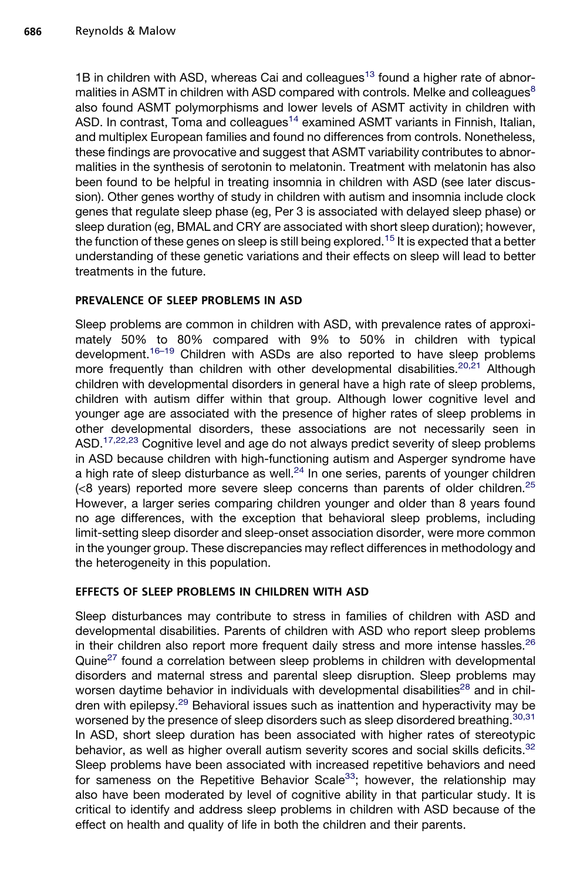1B in children with ASD, whereas Cai and colleagues[13] found a higher rate of abnormalities in ASMT in children with ASD compared with controls. Melke and colleagues[8] also found ASMT polymorphisms and lower levels of ASMT activity in children with ASD. In contrast, Toma and colleagues[14] examined ASMT variants in Finnish, Italian, and multiplex European families and found no differences from controls. Nonetheless, these findings are provocative and suggest that ASMT variability contributes to abnormalities in the synthesis of serotonin to melatonin. Treatment with melatonin has also been found to be helpful in treating insomnia in children with ASD (see later discussion). Other genes worthy of study in children with autism and insomnia include clock genes that regulate sleep phase (eg, Per 3 is associated with delayed sleep phase) or sleep duration (eg, BMAL and CRY are associated with short sleep duration); however, the function of these genes on sleep is still being explored.[15] It is expected that a better understanding of these genetic variations and their effects on sleep will lead to better treatments in the future.

## PREVALENCE OF SLEEP PROBLEMS IN ASD

Sleep problems are common in children with ASD, with prevalence rates of approximately 50% to 80% compared with 9% to 50% in children with typical development.[16–19] Children with ASDs are also reported to have sleep problems more frequently than children with other developmental disabilities.[20,21] Although children with developmental disorders in general have a high rate of sleep problems, children with autism differ within that group. Although lower cognitive level and younger age are associated with the presence of higher rates of sleep problems in other developmental disorders, these associations are not necessarily seen in ASD.[17,22,23] Cognitive level and age do not always predict severity of sleep problems in ASD because children with high-functioning autism and Asperger syndrome have a high rate of sleep disturbance as well.[24] In one series, parents of younger children (<8 years) reported more severe sleep concerns than parents of older children.[25] However, a larger series comparing children younger and older than 8 years found no age differences, with the exception that behavioral sleep problems, including limit-setting sleep disorder and sleep-onset association disorder, were more common in the younger group. These discrepancies may reflect differences in methodology and the heterogeneity in this population.

## EFFECTS OF SLEEP PROBLEMS IN CHILDREN WITH ASD

Sleep disturbances may contribute to stress in families of children with ASD and developmental disabilities. Parents of children with ASD who report sleep problems in their children also report more frequent daily stress and more intense hassles.[26] Quine[27] found a correlation between sleep problems in children with developmental disorders and maternal stress and parental sleep disruption. Sleep problems may worsen daytime behavior in individuals with developmental disabilities[28] and in children with epilepsy.[29] Behavioral issues such as inattention and hyperactivity may be worsened by the presence of sleep disorders such as sleep disordered breathing.[30,31] In ASD, short sleep duration has been associated with higher rates of stereotypic behavior, as well as higher overall autism severity scores and social skills deficits.[32] Sleep problems have been associated with increased repetitive behaviors and need for sameness on the Repetitive Behavior Scale[33]; however, the relationship may also have been moderated by level of cognitive ability in that particular study. It is critical to identify and address sleep problems in children with ASD because of the effect on health and quality of life in both the children and their parents.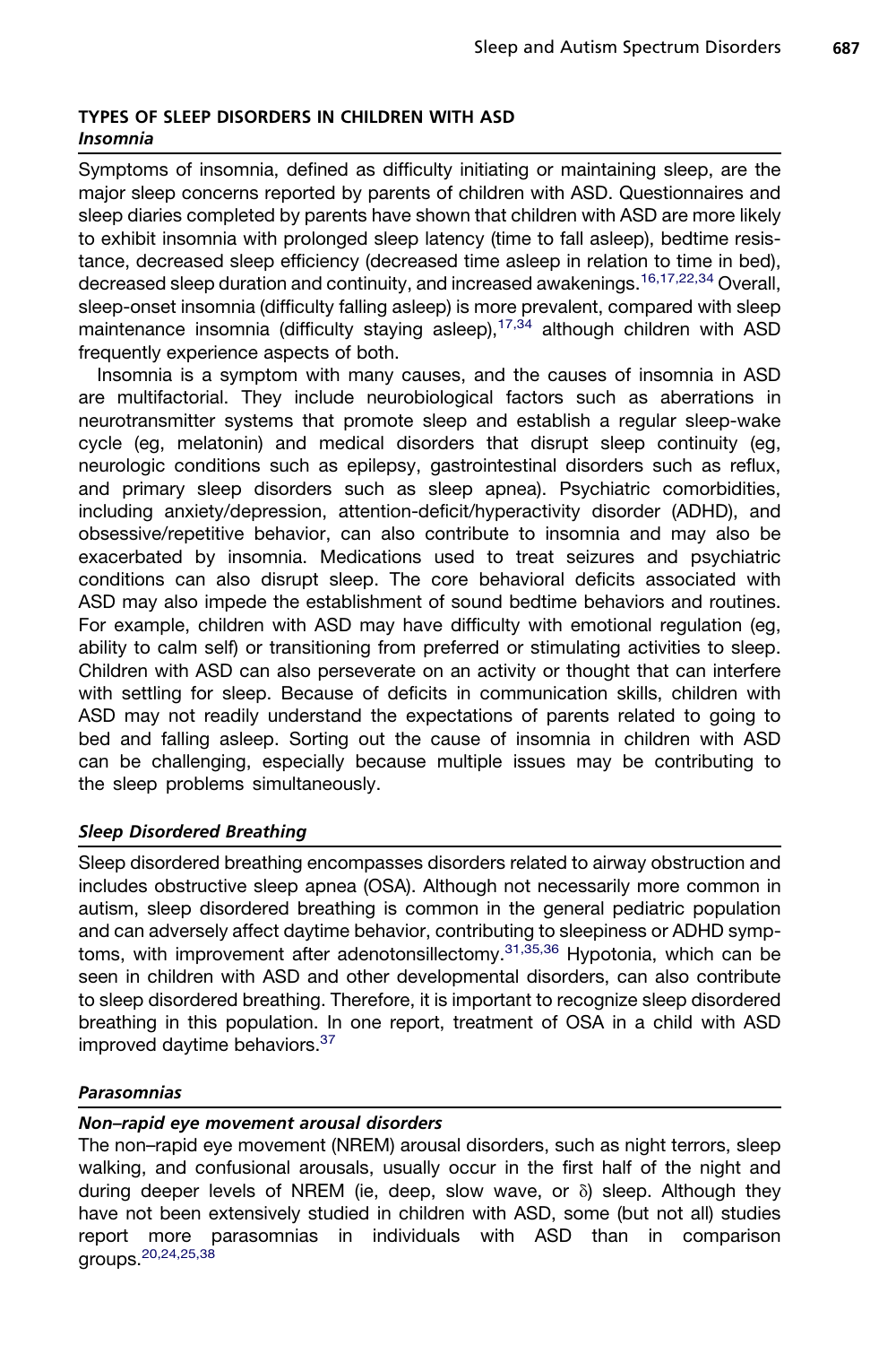## TYPES OF SLEEP DISORDERS IN CHILDREN WITH ASD

### *Insomnia*

Symptoms of insomnia, defined as difficulty initiating or maintaining sleep, are the major sleep concerns reported by parents of children with ASD. Questionnaires and sleep diaries completed by parents have shown that children with ASD are more likely to exhibit insomnia with prolonged sleep latency (time to fall asleep), bedtime resistance, decreased sleep efficiency (decreased time asleep in relation to time in bed), decreased sleep duration and continuity, and increased awakenings.[16,17,22,34] Overall, sleep-onset insomnia (difficulty falling asleep) is more prevalent, compared with sleep maintenance insomnia (difficulty staying asleep),[17,34] although children with ASD frequently experience aspects of both.

Insomnia is a symptom with many causes, and the causes of insomnia in ASD are multifactorial. They include neurobiological factors such as aberrations in neurotransmitter systems that promote sleep and establish a regular sleep-wake cycle (eg, melatonin) and medical disorders that disrupt sleep continuity (eg, neurologic conditions such as epilepsy, gastrointestinal disorders such as reflux, and primary sleep disorders such as sleep apnea). Psychiatric comorbidities, including anxiety/depression, attention-deficit/hyperactivity disorder (ADHD), and obsessive/repetitive behavior, can also contribute to insomnia and may also be exacerbated by insomnia. Medications used to treat seizures and psychiatric conditions can also disrupt sleep. The core behavioral deficits associated with ASD may also impede the establishment of sound bedtime behaviors and routines. For example, children with ASD may have difficulty with emotional regulation (eg, ability to calm self) or transitioning from preferred or stimulating activities to sleep. Children with ASD can also perseverate on an activity or thought that can interfere with settling for sleep. Because of deficits in communication skills, children with ASD may not readily understand the expectations of parents related to going to bed and falling asleep. Sorting out the cause of insomnia in children with ASD can be challenging, especially because multiple issues may be contributing to the sleep problems simultaneously.

### *Sleep Disordered Breathing*

Sleep disordered breathing encompasses disorders related to airway obstruction and includes obstructive sleep apnea (OSA). Although not necessarily more common in autism, sleep disordered breathing is common in the general pediatric population and can adversely affect daytime behavior, contributing to sleepiness or ADHD symptoms, with improvement after adenotonsillectomy.[31,35,36] Hypotonia, which can be seen in children with ASD and other developmental disorders, can also contribute to sleep disordered breathing. Therefore, it is important to recognize sleep disordered breathing in this population. In one report, treatment of OSA in a child with ASD improved daytime behaviors.[37]

### *Parasomnias*

#### *Non–rapid eye movement arousal disorders*

The non–rapid eye movement (NREM) arousal disorders, such as night terrors, sleep walking, and confusional arousals, usually occur in the first half of the night and during deeper levels of NREM (ie, deep, slow wave, or δ) sleep. Although they have not been extensively studied in children with ASD, some (but not all) studies report more parasomnias in individuals with ASD than in comparison groups.[20,24,25,38]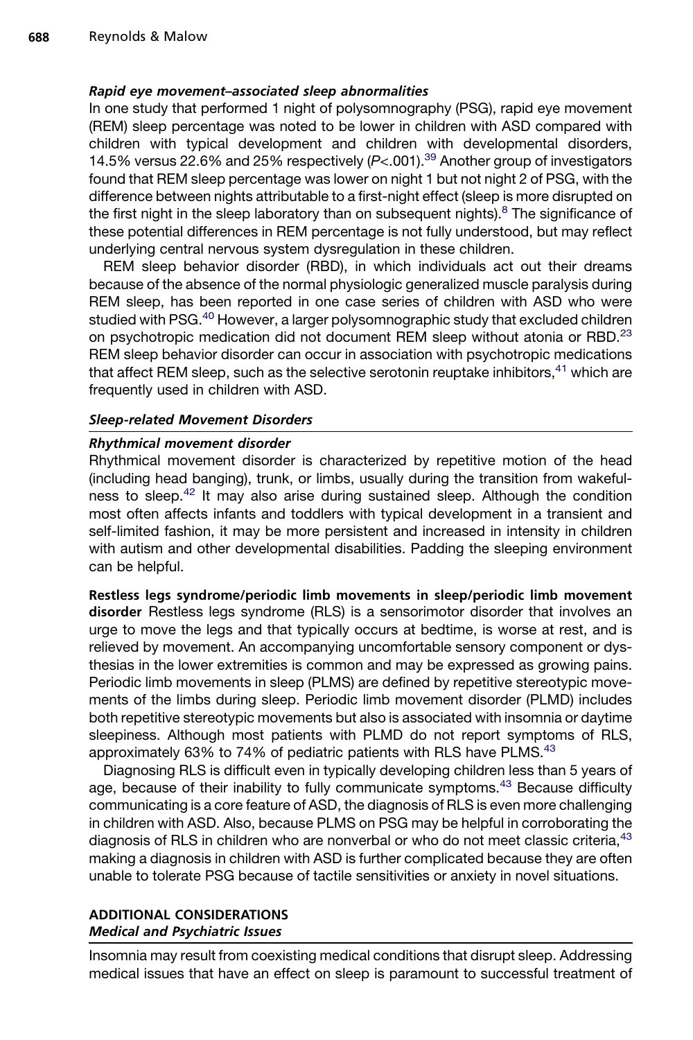#### *Rapid eye movement–associated sleep abnormalities*

In one study that performed 1 night of polysomnography (PSG), rapid eye movement (REM) sleep percentage was noted to be lower in children with ASD compared with children with typical development and children with developmental disorders, 14.5% versus 22.6% and 25% respectively ($P<.001$).[39] Another group of investigators found that REM sleep percentage was lower on night 1 but not night 2 of PSG, with the difference between nights attributable to a first-night effect (sleep is more disrupted on the first night in the sleep laboratory than on subsequent nights).[8] The significance of these potential differences in REM percentage is not fully understood, but may reflect underlying central nervous system dysregulation in these children.

REM sleep behavior disorder (RBD), in which individuals act out their dreams because of the absence of the normal physiologic generalized muscle paralysis during REM sleep, has been reported in one case series of children with ASD who were studied with PSG.[40] However, a larger polysomnographic study that excluded children on psychotropic medication did not document REM sleep without atonia or RBD.[23] REM sleep behavior disorder can occur in association with psychotropic medications that affect REM sleep, such as the selective serotonin reuptake inhibitors,[41] which are frequently used in children with ASD.

### *Sleep-related Movement Disorders*

#### *Rhythmical movement disorder*

Rhythmical movement disorder is characterized by repetitive motion of the head (including head banging), trunk, or limbs, usually during the transition from wakefulness to sleep.[42] It may also arise during sustained sleep. Although the condition most often affects infants and toddlers with typical development in a transient and self-limited fashion, it may be more persistent and increased in intensity in children with autism and other developmental disabilities. Padding the sleeping environment can be helpful.

**Restless legs syndrome/periodic limb movements in sleep/periodic limb movement disorder** Restless legs syndrome (RLS) is a sensorimotor disorder that involves an urge to move the legs and that typically occurs at bedtime, is worse at rest, and is relieved by movement. An accompanying uncomfortable sensory component or dysthesias in the lower extremities is common and may be expressed as growing pains. Periodic limb movements in sleep (PLMS) are defined by repetitive stereotypic movements of the limbs during sleep. Periodic limb movement disorder (PLMD) includes both repetitive stereotypic movements but also is associated with insomnia or daytime sleepiness. Although most patients with PLMD do not report symptoms of RLS, approximately 63% to 74% of pediatric patients with RLS have PLMS.[43]

Diagnosing RLS is difficult even in typically developing children less than 5 years of age, because of their inability to fully communicate symptoms.[43] Because difficulty communicating is a core feature of ASD, the diagnosis of RLS is even more challenging in children with ASD. Also, because PLMS on PSG may be helpful in corroborating the diagnosis of RLS in children who are nonverbal or who do not meet classic criteria,[43] making a diagnosis in children with ASD is further complicated because they are often unable to tolerate PSG because of tactile sensitivities or anxiety in novel situations.

## ADDITIONAL CONSIDERATIONS

### *Medical and Psychiatric Issues*

Insomnia may result from coexisting medical conditions that disrupt sleep. Addressing medical issues that have an effect on sleep is paramount to successful treatment of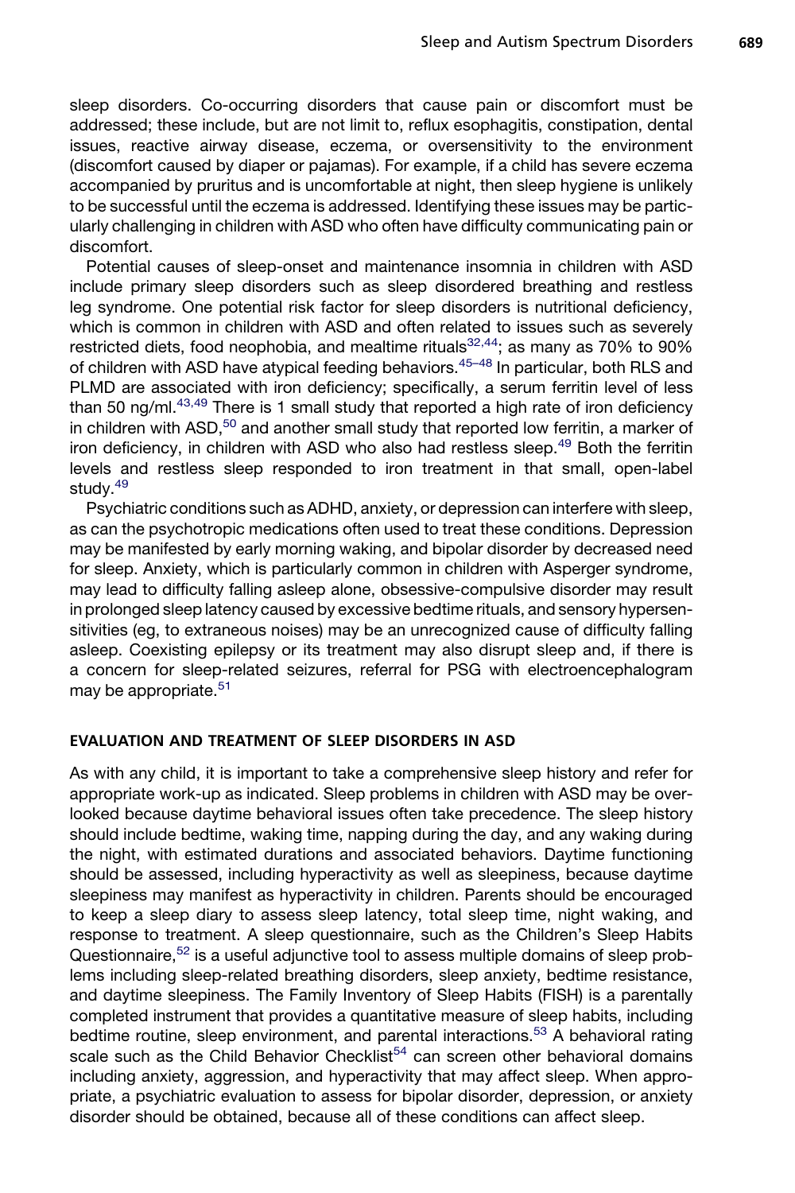sleep disorders. Co-occurring disorders that cause pain or discomfort must be addressed; these include, but are not limit to, reflux esophagitis, constipation, dental issues, reactive airway disease, eczema, or oversensitivity to the environment (discomfort caused by diaper or pajamas). For example, if a child has severe eczema accompanied by pruritus and is uncomfortable at night, then sleep hygiene is unlikely to be successful until the eczema is addressed. Identifying these issues may be particularly challenging in children with ASD who often have difficulty communicating pain or discomfort.

Potential causes of sleep-onset and maintenance insomnia in children with ASD include primary sleep disorders such as sleep disordered breathing and restless leg syndrome. One potential risk factor for sleep disorders is nutritional deficiency, which is common in children with ASD and often related to issues such as severely restricted diets, food neophobia, and mealtime rituals[32,44]; as many as 70% to 90% of children with ASD have atypical feeding behaviors.[45–48] In particular, both RLS and PLMD are associated with iron deficiency; specifically, a serum ferritin level of less than 50 ng/ml.[43,49] There is 1 small study that reported a high rate of iron deficiency in children with ASD,[50] and another small study that reported low ferritin, a marker of iron deficiency, in children with ASD who also had restless sleep.[49] Both the ferritin levels and restless sleep responded to iron treatment in that small, open-label study.[49]

Psychiatric conditions such as ADHD, anxiety, or depression can interfere with sleep, as can the psychotropic medications often used to treat these conditions. Depression may be manifested by early morning waking, and bipolar disorder by decreased need for sleep. Anxiety, which is particularly common in children with Asperger syndrome, may lead to difficulty falling asleep alone, obsessive-compulsive disorder may result in prolonged sleep latency caused by excessive bedtime rituals, and sensory hypersensitivities (eg, to extraneous noises) may be an unrecognized cause of difficulty falling asleep. Coexisting epilepsy or its treatment may also disrupt sleep and, if there is a concern for sleep-related seizures, referral for PSG with electroencephalogram may be appropriate.[51]

## EVALUATION AND TREATMENT OF SLEEP DISORDERS IN ASD

As with any child, it is important to take a comprehensive sleep history and refer for appropriate work-up as indicated. Sleep problems in children with ASD may be overlooked because daytime behavioral issues often take precedence. The sleep history should include bedtime, waking time, napping during the day, and any waking during the night, with estimated durations and associated behaviors. Daytime functioning should be assessed, including hyperactivity as well as sleepiness, because daytime sleepiness may manifest as hyperactivity in children. Parents should be encouraged to keep a sleep diary to assess sleep latency, total sleep time, night waking, and response to treatment. A sleep questionnaire, such as the Children's Sleep Habits Questionnaire,[52] is a useful adjunctive tool to assess multiple domains of sleep problems including sleep-related breathing disorders, sleep anxiety, bedtime resistance, and daytime sleepiness. The Family Inventory of Sleep Habits (FISH) is a parentally completed instrument that provides a quantitative measure of sleep habits, including bedtime routine, sleep environment, and parental interactions.[53] A behavioral rating scale such as the Child Behavior Checklist[54] can screen other behavioral domains including anxiety, aggression, and hyperactivity that may affect sleep. When appropriate, a psychiatric evaluation to assess for bipolar disorder, depression, or anxiety disorder should be obtained, because all of these conditions can affect sleep.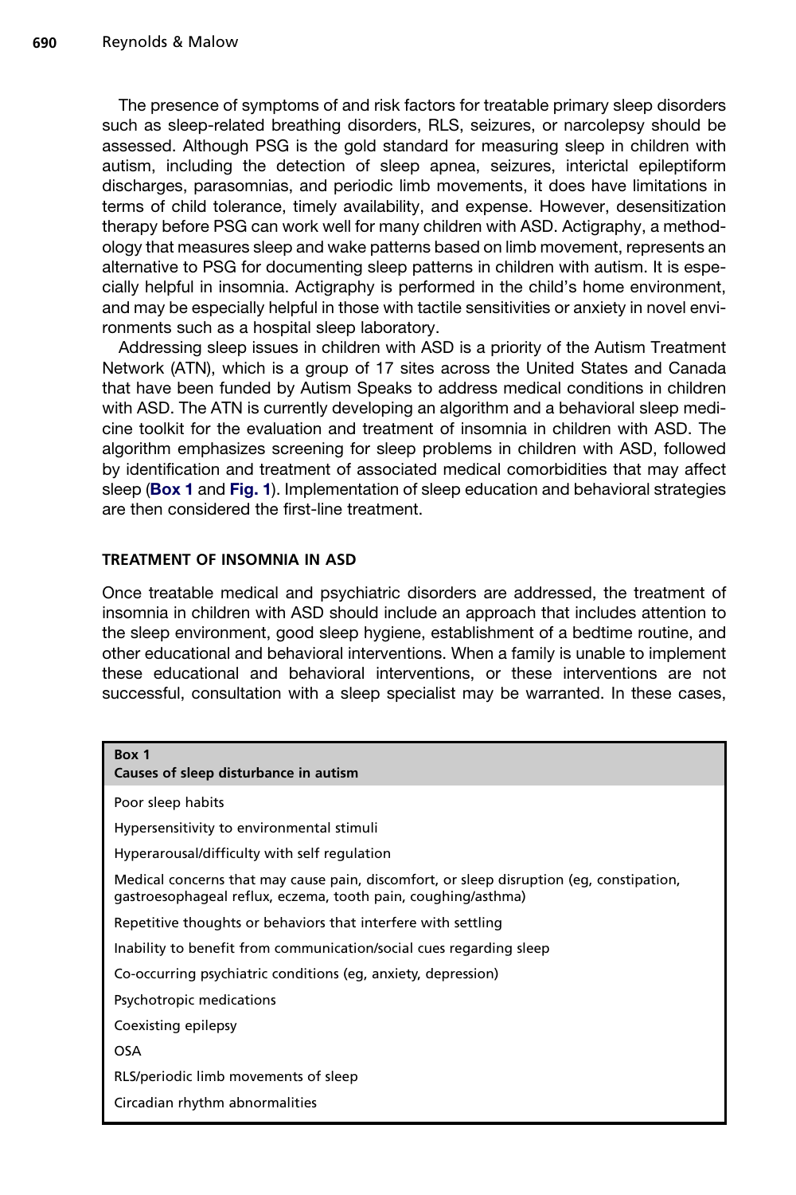The presence of symptoms of and risk factors for treatable primary sleep disorders such as sleep-related breathing disorders, RLS, seizures, or narcolepsy should be assessed. Although PSG is the gold standard for measuring sleep in children with autism, including the detection of sleep apnea, seizures, interictal epileptiform discharges, parasomnias, and periodic limb movements, it does have limitations in terms of child tolerance, timely availability, and expense. However, desensitization therapy before PSG can work well for many children with ASD. Actigraphy, a methodology that measures sleep and wake patterns based on limb movement, represents an alternative to PSG for documenting sleep patterns in children with autism. It is especially helpful in insomnia. Actigraphy is performed in the child's home environment, and may be especially helpful in those with tactile sensitivities or anxiety in novel environments such as a hospital sleep laboratory.

Addressing sleep issues in children with ASD is a priority of the Autism Treatment Network (ATN), which is a group of 17 sites across the United States and Canada that have been funded by Autism Speaks to address medical conditions in children with ASD. The ATN is currently developing an algorithm and a behavioral sleep medicine toolkit for the evaluation and treatment of insomnia in children with ASD. The algorithm emphasizes screening for sleep problems in children with ASD, followed by identification and treatment of associated medical comorbidities that may affect sleep (**Box 1** and **Fig. 1**). Implementation of sleep education and behavioral strategies are then considered the first-line treatment.

## TREATMENT OF INSOMNIA IN ASD

Once treatable medical and psychiatric disorders are addressed, the treatment of insomnia in children with ASD should include an approach that includes attention to the sleep environment, good sleep hygiene, establishment of a bedtime routine, and other educational and behavioral interventions. When a family is unable to implement these educational and behavioral interventions, or these interventions are not successful, consultation with a sleep specialist may be warranted. In these cases,

**Box 1**
**Causes of sleep disturbance in autism**

- Poor sleep habits
- Hypersensitivity to environmental stimuli
- Hyperarousal/difficulty with self regulation
- Medical concerns that may cause pain, discomfort, or sleep disruption (eg, constipation, gastroesophageal reflux, eczema, tooth pain, coughing/asthma)
- Repetitive thoughts or behaviors that interfere with settling
- Inability to benefit from communication/social cues regarding sleep
- Co-occurring psychiatric conditions (eg, anxiety, depression)
- Psychotropic medications
- Coexisting epilepsy
- OSA
- RLS/periodic limb movements of sleep
- Circadian rhythm abnormalities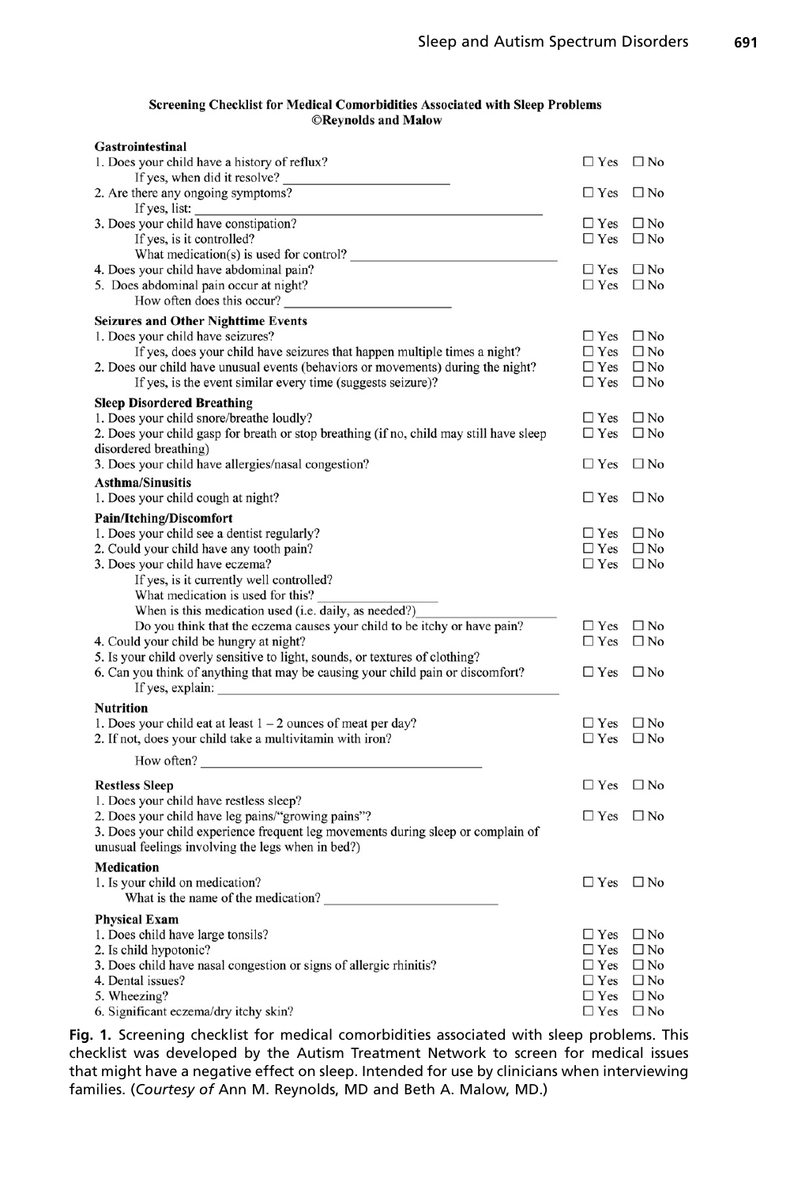**Screening Checklist for Medical Comorbidities Associated with Sleep Problems**
**©Reynolds and Malow**

**Gastrointestinal**

1. Does your child have a history of reflux? ☐ Yes ☐ No
   If yes, when did it resolve? ____________________
2. Are there any ongoing symptoms? ☐ Yes ☐ No
   If yes, list: ____________________
3. Does your child have constipation? ☐ Yes ☐ No
   If yes, is it controlled? ☐ Yes ☐ No
   What medication(s) is used for control? ____________________
4. Does your child have abdominal pain? ☐ Yes ☐ No
5. Does abdominal pain occur at night? ☐ Yes ☐ No
   How often does this occur? ____________________

**Seizures and Other Nighttime Events**

1. Does your child have seizures? ☐ Yes ☐ No
   If yes, does your child have seizures that happen multiple times a night? ☐ Yes ☐ No
2. Does our child have unusual events (behaviors or movements) during the night? ☐ Yes ☐ No
   If yes, is the event similar every time (suggests seizure)? ☐ Yes ☐ No

**Sleep Disordered Breathing**

1. Does your child snore/breathe loudly? ☐ Yes ☐ No
2. Does your child gasp for breath or stop breathing (if no, child may still have sleep disordered breathing) ☐ Yes ☐ No
3. Does your child have allergies/nasal congestion? ☐ Yes ☐ No

**Asthma/Sinusitis**

1. Does your child cough at night? ☐ Yes ☐ No

**Pain/Itching/Discomfort**

1. Does your child see a dentist regularly? ☐ Yes ☐ No
2. Could your child have any tooth pain? ☐ Yes ☐ No
3. Does your child have eczema? ☐ Yes ☐ No
   If yes, is it currently well controlled?
   What medication is used for this? ____________________
   When is this medication used (i.e. daily, as needed?) ____________________
   Do you think that the eczema causes your child to be itchy or have pain? ☐ Yes ☐ No
4. Could your child be hungry at night? ☐ Yes ☐ No
5. Is your child overly sensitive to light, sounds, or textures of clothing?
6. Can you think of anything that may be causing your child pain or discomfort? ☐ Yes ☐ No
   If yes, explain: ____________________

**Nutrition**

1. Does your child eat at least 1 – 2 ounces of meat per day? ☐ Yes ☐ No
2. If not, does your child take a multivitamin with iron? ☐ Yes ☐ No
   How often? ____________________

**Restless Sleep** ☐ Yes ☐ No

1. Does your child have restless sleep?
2. Does your child have leg pains/"growing pains"? ☐ Yes ☐ No
3. Does your child experience frequent leg movements during sleep or complain of unusual feelings involving the legs when in bed?)

**Medication**

1. Is your child on medication? ☐ Yes ☐ No
   What is the name of the medication? ____________________

**Physical Exam**

1. Does child have large tonsils? ☐ Yes ☐ No
2. Is child hypotonic? ☐ Yes ☐ No
3. Does child have nasal congestion or signs of allergic rhinitis? ☐ Yes ☐ No
4. Dental issues? ☐ Yes ☐ No
5. Wheezing? ☐ Yes ☐ No
6. Significant eczema/dry itchy skin? ☐ Yes ☐ No

**Fig. 1.** Screening checklist for medical comorbidities associated with sleep problems. This checklist was developed by the Autism Treatment Network to screen for medical issues that might have a negative effect on sleep. Intended for use by clinicians when interviewing families. (*Courtesy of* Ann M. Reynolds, MD and Beth A. Malow, MD.)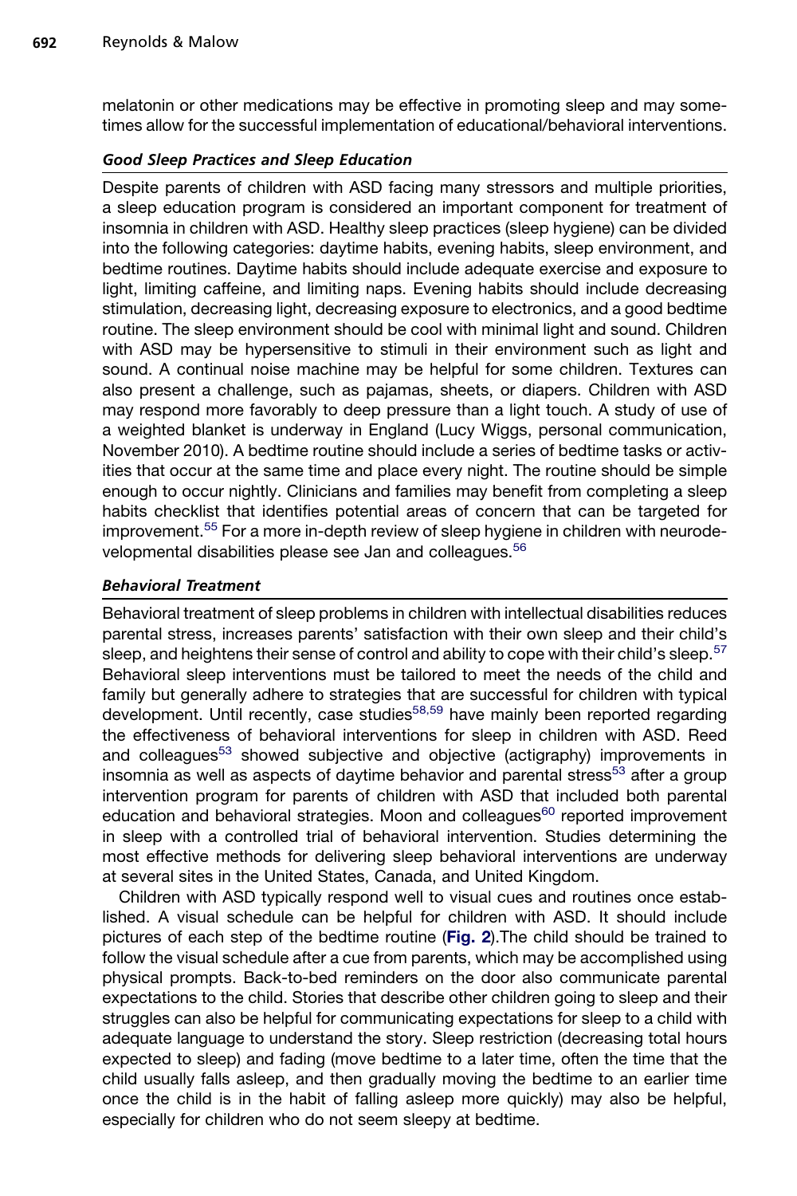melatonin or other medications may be effective in promoting sleep and may sometimes allow for the successful implementation of educational/behavioral interventions.

### *Good Sleep Practices and Sleep Education*

Despite parents of children with ASD facing many stressors and multiple priorities, a sleep education program is considered an important component for treatment of insomnia in children with ASD. Healthy sleep practices (sleep hygiene) can be divided into the following categories: daytime habits, evening habits, sleep environment, and bedtime routines. Daytime habits should include adequate exercise and exposure to light, limiting caffeine, and limiting naps. Evening habits should include decreasing stimulation, decreasing light, decreasing exposure to electronics, and a good bedtime routine. The sleep environment should be cool with minimal light and sound. Children with ASD may be hypersensitive to stimuli in their environment such as light and sound. A continual noise machine may be helpful for some children. Textures can also present a challenge, such as pajamas, sheets, or diapers. Children with ASD may respond more favorably to deep pressure than a light touch. A study of use of a weighted blanket is underway in England (Lucy Wiggs, personal communication, November 2010). A bedtime routine should include a series of bedtime tasks or activities that occur at the same time and place every night. The routine should be simple enough to occur nightly. Clinicians and families may benefit from completing a sleep habits checklist that identifies potential areas of concern that can be targeted for improvement.[55] For a more in-depth review of sleep hygiene in children with neurodevelopmental disabilities please see Jan and colleagues.[56]

### *Behavioral Treatment*

Behavioral treatment of sleep problems in children with intellectual disabilities reduces parental stress, increases parents' satisfaction with their own sleep and their child's sleep, and heightens their sense of control and ability to cope with their child's sleep.[57] Behavioral sleep interventions must be tailored to meet the needs of the child and family but generally adhere to strategies that are successful for children with typical development. Until recently, case studies[58,59] have mainly been reported regarding the effectiveness of behavioral interventions for sleep in children with ASD. Reed and colleagues[53] showed subjective and objective (actigraphy) improvements in insomnia as well as aspects of daytime behavior and parental stress[53] after a group intervention program for parents of children with ASD that included both parental education and behavioral strategies. Moon and colleagues[60] reported improvement in sleep with a controlled trial of behavioral intervention. Studies determining the most effective methods for delivering sleep behavioral interventions are underway at several sites in the United States, Canada, and United Kingdom.

Children with ASD typically respond well to visual cues and routines once established. A visual schedule can be helpful for children with ASD. It should include pictures of each step of the bedtime routine (**Fig. 2**).The child should be trained to follow the visual schedule after a cue from parents, which may be accomplished using physical prompts. Back-to-bed reminders on the door also communicate parental expectations to the child. Stories that describe other children going to sleep and their struggles can also be helpful for communicating expectations for sleep to a child with adequate language to understand the story. Sleep restriction (decreasing total hours expected to sleep) and fading (move bedtime to a later time, often the time that the child usually falls asleep, and then gradually moving the bedtime to an earlier time once the child is in the habit of falling asleep more quickly) may also be helpful, especially for children who do not seem sleepy at bedtime.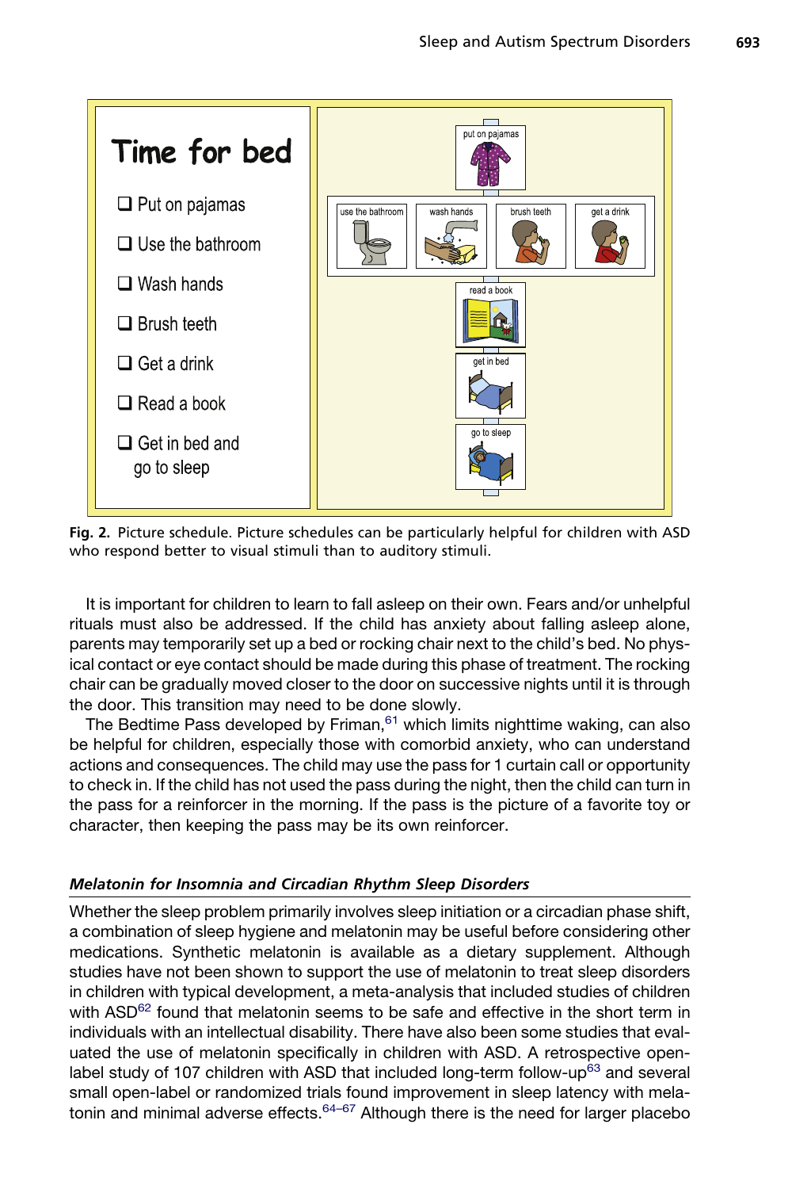Time for bed

- Put on pajamas
- Use the bathroom
- Wash hands
- Brush teeth
- Get a drink
- Read a book
- Get in bed and go to sleep

**Fig. 2.** Picture schedule. Picture schedules can be particularly helpful for children with ASD who respond better to visual stimuli than to auditory stimuli.

It is important for children to learn to fall asleep on their own. Fears and/or unhelpful rituals must also be addressed. If the child has anxiety about falling asleep alone, parents may temporarily set up a bed or rocking chair next to the child's bed. No physical contact or eye contact should be made during this phase of treatment. The rocking chair can be gradually moved closer to the door on successive nights until it is through the door. This transition may need to be done slowly.

The Bedtime Pass developed by Friman,[61] which limits nighttime waking, can also be helpful for children, especially those with comorbid anxiety, who can understand actions and consequences. The child may use the pass for 1 curtain call or opportunity to check in. If the child has not used the pass during the night, then the child can turn in the pass for a reinforcer in the morning. If the pass is the picture of a favorite toy or character, then keeping the pass may be its own reinforcer.

### *Melatonin for Insomnia and Circadian Rhythm Sleep Disorders*

Whether the sleep problem primarily involves sleep initiation or a circadian phase shift, a combination of sleep hygiene and melatonin may be useful before considering other medications. Synthetic melatonin is available as a dietary supplement. Although studies have not been shown to support the use of melatonin to treat sleep disorders in children with typical development, a meta-analysis that included studies of children with ASD[62] found that melatonin seems to be safe and effective in the short term in individuals with an intellectual disability. There have also been some studies that evaluated the use of melatonin specifically in children with ASD. A retrospective open-label study of 107 children with ASD that included long-term follow-up[63] and several small open-label or randomized trials found improvement in sleep latency with melatonin and minimal adverse effects.[64–67] Although there is the need for larger placebo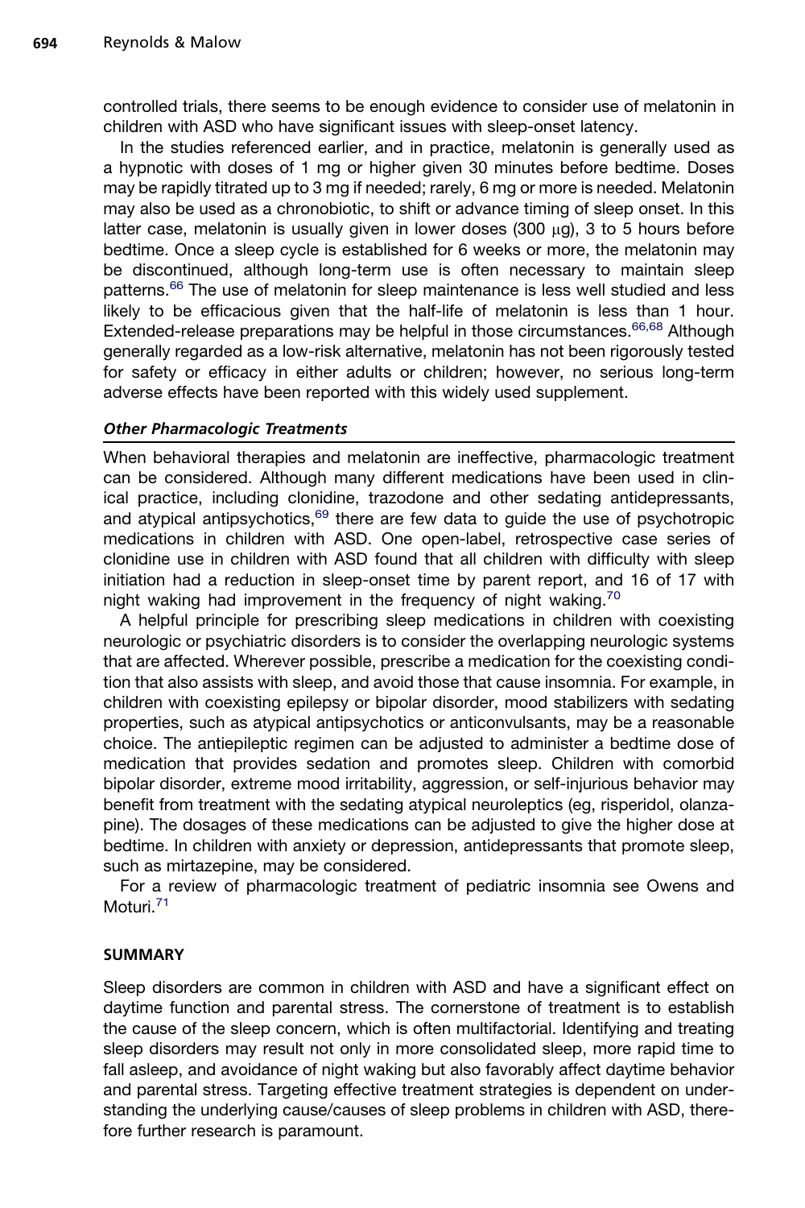controlled trials, there seems to be enough evidence to consider use of melatonin in children with ASD who have significant issues with sleep-onset latency.

In the studies referenced earlier, and in practice, melatonin is generally used as a hypnotic with doses of 1 mg or higher given 30 minutes before bedtime. Doses may be rapidly titrated up to 3 mg if needed; rarely, 6 mg or more is needed. Melatonin may also be used as a chronobiotic, to shift or advance timing of sleep onset. In this latter case, melatonin is usually given in lower doses (300 μg), 3 to 5 hours before bedtime. Once a sleep cycle is established for 6 weeks or more, the melatonin may be discontinued, although long-term use is often necessary to maintain sleep patterns.[66] The use of melatonin for sleep maintenance is less well studied and less likely to be efficacious given that the half-life of melatonin is less than 1 hour. Extended-release preparations may be helpful in those circumstances.[66,68] Although generally regarded as a low-risk alternative, melatonin has not been rigorously tested for safety or efficacy in either adults or children; however, no serious long-term adverse effects have been reported with this widely used supplement.

### *Other Pharmacologic Treatments*

When behavioral therapies and melatonin are ineffective, pharmacologic treatment can be considered. Although many different medications have been used in clinical practice, including clonidine, trazodone and other sedating antidepressants, and atypical antipsychotics,[69] there are few data to guide the use of psychotropic medications in children with ASD. One open-label, retrospective case series of clonidine use in children with ASD found that all children with difficulty with sleep initiation had a reduction in sleep-onset time by parent report, and 16 of 17 with night waking had improvement in the frequency of night waking.[70]

A helpful principle for prescribing sleep medications in children with coexisting neurologic or psychiatric disorders is to consider the overlapping neurologic systems that are affected. Wherever possible, prescribe a medication for the coexisting condition that also assists with sleep, and avoid those that cause insomnia. For example, in children with coexisting epilepsy or bipolar disorder, mood stabilizers with sedating properties, such as atypical antipsychotics or anticonvulsants, may be a reasonable choice. The antiepileptic regimen can be adjusted to administer a bedtime dose of medication that provides sedation and promotes sleep. Children with comorbid bipolar disorder, extreme mood irritability, aggression, or self-injurious behavior may benefit from treatment with the sedating atypical neuroleptics (eg, risperidol, olanzapine). The dosages of these medications can be adjusted to give the higher dose at bedtime. In children with anxiety or depression, antidepressants that promote sleep, such as mirtazepine, may be considered.

For a review of pharmacologic treatment of pediatric insomnia see Owens and Moturi.[71]

## SUMMARY

Sleep disorders are common in children with ASD and have a significant effect on daytime function and parental stress. The cornerstone of treatment is to establish the cause of the sleep concern, which is often multifactorial. Identifying and treating sleep disorders may result not only in more consolidated sleep, more rapid time to fall asleep, and avoidance of night waking but also favorably affect daytime behavior and parental stress. Targeting effective treatment strategies is dependent on understanding the underlying cause/causes of sleep problems in children with ASD, therefore further research is paramount.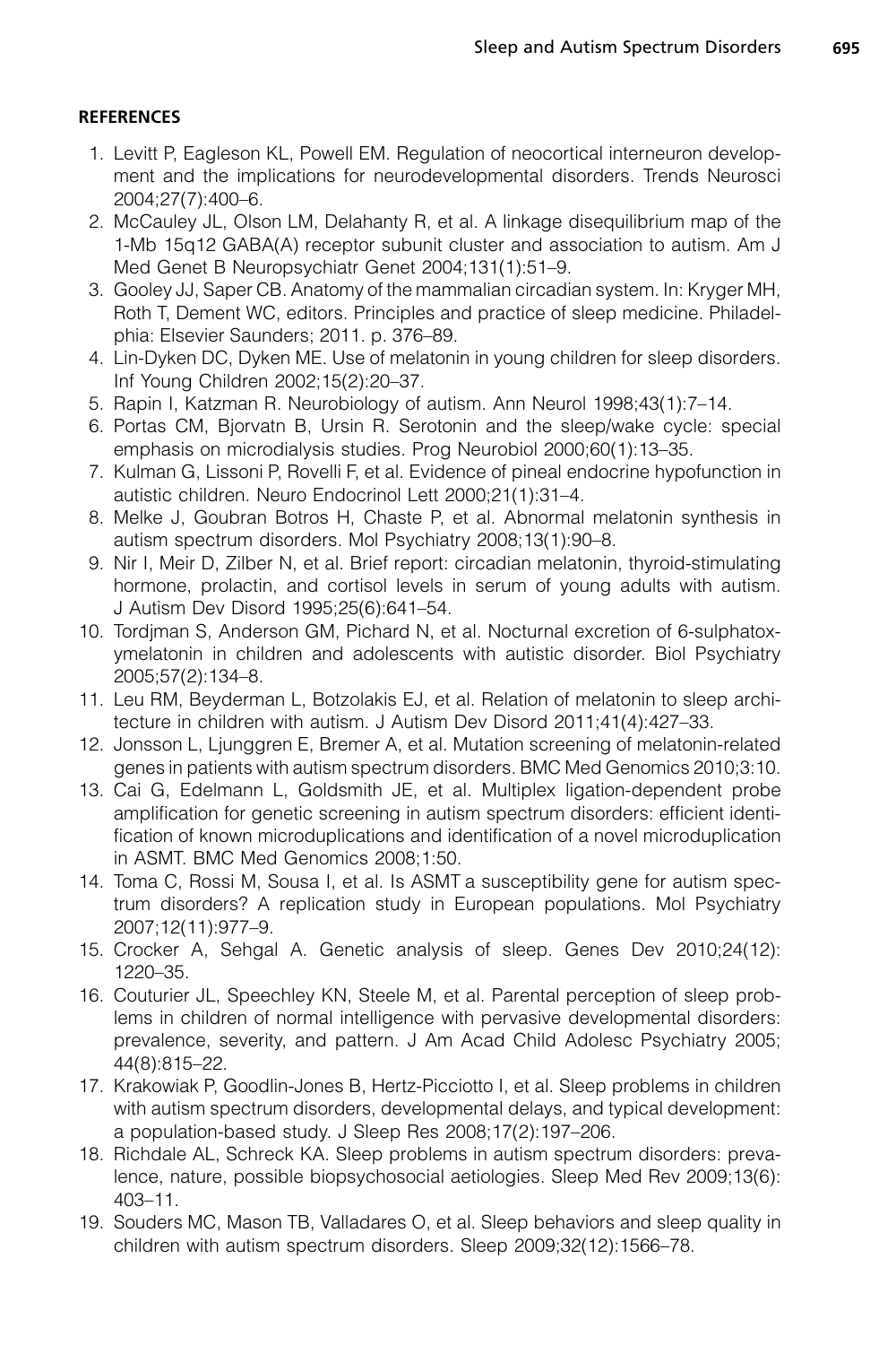## REFERENCES

1. Levitt P, Eagleson KL, Powell EM. Regulation of neocortical interneuron development and the implications for neurodevelopmental disorders. Trends Neurosci 2004;27(7):400–6.
2. McCauley JL, Olson LM, Delahanty R, et al. A linkage disequilibrium map of the 1-Mb 15q12 GABA(A) receptor subunit cluster and association to autism. Am J Med Genet B Neuropsychiatr Genet 2004;131(1):51–9.
3. Gooley JJ, Saper CB. Anatomy of the mammalian circadian system. In: Kryger MH, Roth T, Dement WC, editors. Principles and practice of sleep medicine. Philadelphia: Elsevier Saunders; 2011. p. 376–89.
4. Lin-Dyken DC, Dyken ME. Use of melatonin in young children for sleep disorders. Inf Young Children 2002;15(2):20–37.
5. Rapin I, Katzman R. Neurobiology of autism. Ann Neurol 1998;43(1):7–14.
6. Portas CM, Bjorvatn B, Ursin R. Serotonin and the sleep/wake cycle: special emphasis on microdialysis studies. Prog Neurobiol 2000;60(1):13–35.
7. Kulman G, Lissoni P, Rovelli F, et al. Evidence of pineal endocrine hypofunction in autistic children. Neuro Endocrinol Lett 2000;21(1):31–4.
8. Melke J, Goubran Botros H, Chaste P, et al. Abnormal melatonin synthesis in autism spectrum disorders. Mol Psychiatry 2008;13(1):90–8.
9. Nir I, Meir D, Zilber N, et al. Brief report: circadian melatonin, thyroid-stimulating hormone, prolactin, and cortisol levels in serum of young adults with autism. J Autism Dev Disord 1995;25(6):641–54.
10. Tordjman S, Anderson GM, Pichard N, et al. Nocturnal excretion of 6-sulphatoxymelatonin in children and adolescents with autistic disorder. Biol Psychiatry 2005;57(2):134–8.
11. Leu RM, Beyderman L, Botzolakis EJ, et al. Relation of melatonin to sleep architecture in children with autism. J Autism Dev Disord 2011;41(4):427–33.
12. Jonsson L, Ljunggren E, Bremer A, et al. Mutation screening of melatonin-related genes in patients with autism spectrum disorders. BMC Med Genomics 2010;3:10.
13. Cai G, Edelmann L, Goldsmith JE, et al. Multiplex ligation-dependent probe amplification for genetic screening in autism spectrum disorders: efficient identification of known microduplications and identification of a novel microduplication in ASMT. BMC Med Genomics 2008;1:50.
14. Toma C, Rossi M, Sousa I, et al. Is ASMT a susceptibility gene for autism spectrum disorders? A replication study in European populations. Mol Psychiatry 2007;12(11):977–9.
15. Crocker A, Sehgal A. Genetic analysis of sleep. Genes Dev 2010;24(12): 1220–35.
16. Couturier JL, Speechley KN, Steele M, et al. Parental perception of sleep problems in children of normal intelligence with pervasive developmental disorders: prevalence, severity, and pattern. J Am Acad Child Adolesc Psychiatry 2005; 44(8):815–22.
17. Krakowiak P, Goodlin-Jones B, Hertz-Picciotto I, et al. Sleep problems in children with autism spectrum disorders, developmental delays, and typical development: a population-based study. J Sleep Res 2008;17(2):197–206.
18. Richdale AL, Schreck KA. Sleep problems in autism spectrum disorders: prevalence, nature, possible biopsychosocial aetiologies. Sleep Med Rev 2009;13(6): 403–11.
19. Souders MC, Mason TB, Valladares O, et al. Sleep behaviors and sleep quality in children with autism spectrum disorders. Sleep 2009;32(12):1566–78.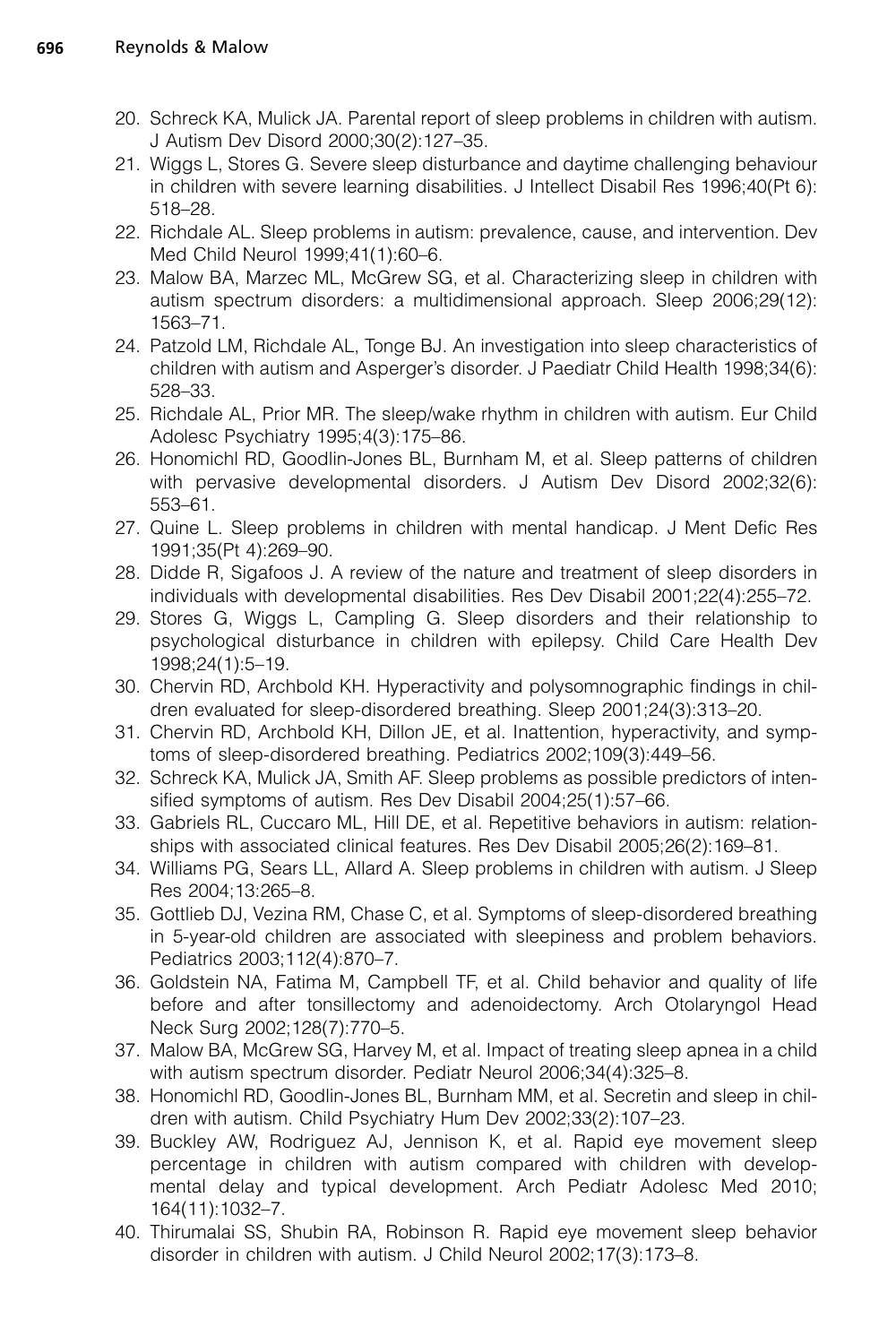20. Schreck KA, Mulick JA. Parental report of sleep problems in children with autism. J Autism Dev Disord 2000;30(2):127–35.
21. Wiggs L, Stores G. Severe sleep disturbance and daytime challenging behaviour in children with severe learning disabilities. J Intellect Disabil Res 1996;40(Pt 6): 518–28.
22. Richdale AL. Sleep problems in autism: prevalence, cause, and intervention. Dev Med Child Neurol 1999;41(1):60–6.
23. Malow BA, Marzec ML, McGrew SG, et al. Characterizing sleep in children with autism spectrum disorders: a multidimensional approach. Sleep 2006;29(12): 1563–71.
24. Patzold LM, Richdale AL, Tonge BJ. An investigation into sleep characteristics of children with autism and Asperger's disorder. J Paediatr Child Health 1998;34(6): 528–33.
25. Richdale AL, Prior MR. The sleep/wake rhythm in children with autism. Eur Child Adolesc Psychiatry 1995;4(3):175–86.
26. Honomichl RD, Goodlin-Jones BL, Burnham M, et al. Sleep patterns of children with pervasive developmental disorders. J Autism Dev Disord 2002;32(6): 553–61.
27. Quine L. Sleep problems in children with mental handicap. J Ment Defic Res 1991;35(Pt 4):269–90.
28. Didde R, Sigafoos J. A review of the nature and treatment of sleep disorders in individuals with developmental disabilities. Res Dev Disabil 2001;22(4):255–72.
29. Stores G, Wiggs L, Campling G. Sleep disorders and their relationship to psychological disturbance in children with epilepsy. Child Care Health Dev 1998;24(1):5–19.
30. Chervin RD, Archbold KH. Hyperactivity and polysomnographic findings in children evaluated for sleep-disordered breathing. Sleep 2001;24(3):313–20.
31. Chervin RD, Archbold KH, Dillon JE, et al. Inattention, hyperactivity, and symptoms of sleep-disordered breathing. Pediatrics 2002;109(3):449–56.
32. Schreck KA, Mulick JA, Smith AF. Sleep problems as possible predictors of intensified symptoms of autism. Res Dev Disabil 2004;25(1):57–66.
33. Gabriels RL, Cuccaro ML, Hill DE, et al. Repetitive behaviors in autism: relationships with associated clinical features. Res Dev Disabil 2005;26(2):169–81.
34. Williams PG, Sears LL, Allard A. Sleep problems in children with autism. J Sleep Res 2004;13:265–8.
35. Gottlieb DJ, Vezina RM, Chase C, et al. Symptoms of sleep-disordered breathing in 5-year-old children are associated with sleepiness and problem behaviors. Pediatrics 2003;112(4):870–7.
36. Goldstein NA, Fatima M, Campbell TF, et al. Child behavior and quality of life before and after tonsillectomy and adenoidectomy. Arch Otolaryngol Head Neck Surg 2002;128(7):770–5.
37. Malow BA, McGrew SG, Harvey M, et al. Impact of treating sleep apnea in a child with autism spectrum disorder. Pediatr Neurol 2006;34(4):325–8.
38. Honomichl RD, Goodlin-Jones BL, Burnham MM, et al. Secretin and sleep in children with autism. Child Psychiatry Hum Dev 2002;33(2):107–23.
39. Buckley AW, Rodriguez AJ, Jennison K, et al. Rapid eye movement sleep percentage in children with autism compared with children with developmental delay and typical development. Arch Pediatr Adolesc Med 2010; 164(11):1032–7.
40. Thirumalai SS, Shubin RA, Robinson R. Rapid eye movement sleep behavior disorder in children with autism. J Child Neurol 2002;17(3):173–8.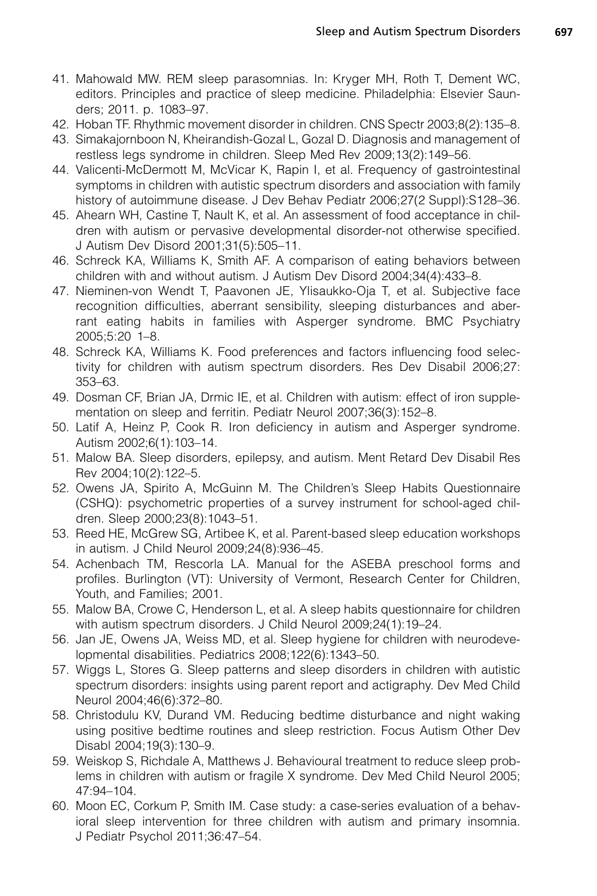41. Mahowald MW. REM sleep parasomnias. In: Kryger MH, Roth T, Dement WC, editors. Principles and practice of sleep medicine. Philadelphia: Elsevier Saunders; 2011. p. 1083–97.
42. Hoban TF. Rhythmic movement disorder in children. CNS Spectr 2003;8(2):135–8.
43. Simakajornboon N, Kheirandish-Gozal L, Gozal D. Diagnosis and management of restless legs syndrome in children. Sleep Med Rev 2009;13(2):149–56.
44. Valicenti-McDermott M, McVicar K, Rapin I, et al. Frequency of gastrointestinal symptoms in children with autistic spectrum disorders and association with family history of autoimmune disease. J Dev Behav Pediatr 2006;27(2 Suppl):S128–36.
45. Ahearn WH, Castine T, Nault K, et al. An assessment of food acceptance in children with autism or pervasive developmental disorder-not otherwise specified. J Autism Dev Disord 2001;31(5):505–11.
46. Schreck KA, Williams K, Smith AF. A comparison of eating behaviors between children with and without autism. J Autism Dev Disord 2004;34(4):433–8.
47. Nieminen-von Wendt T, Paavonen JE, Ylisaukko-Oja T, et al. Subjective face recognition difficulties, aberrant sensibility, sleeping disturbances and aberrant eating habits in families with Asperger syndrome. BMC Psychiatry 2005;5:20 1–8.
48. Schreck KA, Williams K. Food preferences and factors influencing food selectivity for children with autism spectrum disorders. Res Dev Disabil 2006;27:353–63.
49. Dosman CF, Brian JA, Drmic IE, et al. Children with autism: effect of iron supplementation on sleep and ferritin. Pediatr Neurol 2007;36(3):152–8.
50. Latif A, Heinz P, Cook R. Iron deficiency in autism and Asperger syndrome. Autism 2002;6(1):103–14.
51. Malow BA. Sleep disorders, epilepsy, and autism. Ment Retard Dev Disabil Res Rev 2004;10(2):122–5.
52. Owens JA, Spirito A, McGuinn M. The Children's Sleep Habits Questionnaire (CSHQ): psychometric properties of a survey instrument for school-aged children. Sleep 2000;23(8):1043–51.
53. Reed HE, McGrew SG, Artibee K, et al. Parent-based sleep education workshops in autism. J Child Neurol 2009;24(8):936–45.
54. Achenbach TM, Rescorla LA. Manual for the ASEBA preschool forms and profiles. Burlington (VT): University of Vermont, Research Center for Children, Youth, and Families; 2001.
55. Malow BA, Crowe C, Henderson L, et al. A sleep habits questionnaire for children with autism spectrum disorders. J Child Neurol 2009;24(1):19–24.
56. Jan JE, Owens JA, Weiss MD, et al. Sleep hygiene for children with neurodevelopmental disabilities. Pediatrics 2008;122(6):1343–50.
57. Wiggs L, Stores G. Sleep patterns and sleep disorders in children with autistic spectrum disorders: insights using parent report and actigraphy. Dev Med Child Neurol 2004;46(6):372–80.
58. Christodulu KV, Durand VM. Reducing bedtime disturbance and night waking using positive bedtime routines and sleep restriction. Focus Autism Other Dev Disabl 2004;19(3):130–9.
59. Weiskop S, Richdale A, Matthews J. Behavioural treatment to reduce sleep problems in children with autism or fragile X syndrome. Dev Med Child Neurol 2005;47:94–104.
60. Moon EC, Corkum P, Smith IM. Case study: a case-series evaluation of a behavioral sleep intervention for three children with autism and primary insomnia. J Pediatr Psychol 2011;36:47–54.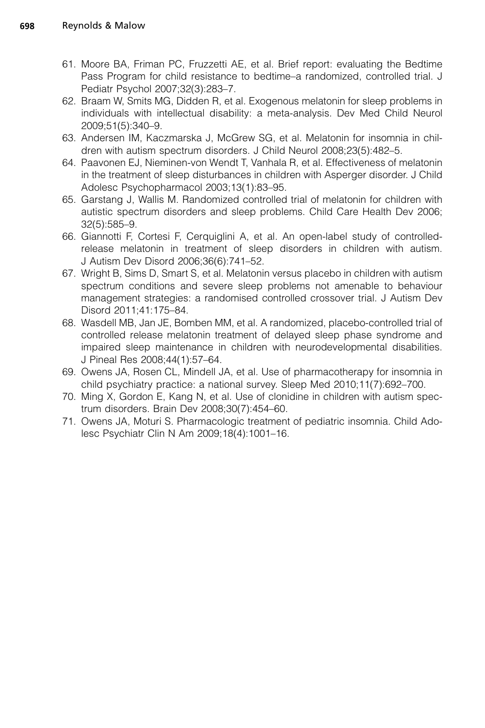61. Moore BA, Friman PC, Fruzzetti AE, et al. Brief report: evaluating the Bedtime Pass Program for child resistance to bedtime–a randomized, controlled trial. J Pediatr Psychol 2007;32(3):283–7.
62. Braam W, Smits MG, Didden R, et al. Exogenous melatonin for sleep problems in individuals with intellectual disability: a meta-analysis. Dev Med Child Neurol 2009;51(5):340–9.
63. Andersen IM, Kaczmarska J, McGrew SG, et al. Melatonin for insomnia in children with autism spectrum disorders. J Child Neurol 2008;23(5):482–5.
64. Paavonen EJ, Nieminen-von Wendt T, Vanhala R, et al. Effectiveness of melatonin in the treatment of sleep disturbances in children with Asperger disorder. J Child Adolesc Psychopharmacol 2003;13(1):83–95.
65. Garstang J, Wallis M. Randomized controlled trial of melatonin for children with autistic spectrum disorders and sleep problems. Child Care Health Dev 2006; 32(5):585–9.
66. Giannotti F, Cortesi F, Cerquiglini A, et al. An open-label study of controlled-release melatonin in treatment of sleep disorders in children with autism. J Autism Dev Disord 2006;36(6):741–52.
67. Wright B, Sims D, Smart S, et al. Melatonin versus placebo in children with autism spectrum conditions and severe sleep problems not amenable to behaviour management strategies: a randomised controlled crossover trial. J Autism Dev Disord 2011;41:175–84.
68. Wasdell MB, Jan JE, Bomben MM, et al. A randomized, placebo-controlled trial of controlled release melatonin treatment of delayed sleep phase syndrome and impaired sleep maintenance in children with neurodevelopmental disabilities. J Pineal Res 2008;44(1):57–64.
69. Owens JA, Rosen CL, Mindell JA, et al. Use of pharmacotherapy for insomnia in child psychiatry practice: a national survey. Sleep Med 2010;11(7):692–700.
70. Ming X, Gordon E, Kang N, et al. Use of clonidine in children with autism spectrum disorders. Brain Dev 2008;30(7):454–60.
71. Owens JA, Moturi S. Pharmacologic treatment of pediatric insomnia. Child Adolesc Psychiatr Clin N Am 2009;18(4):1001–16.